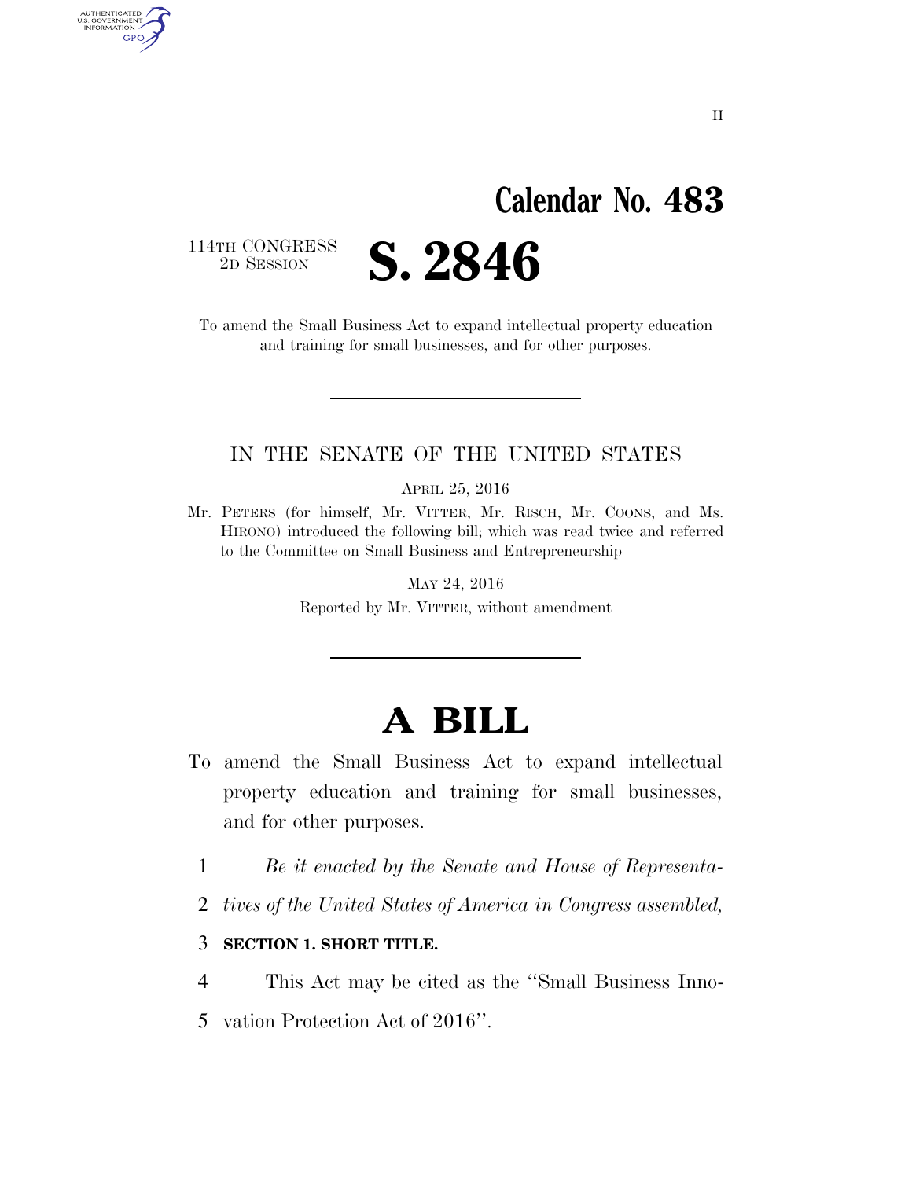II

# Calendar No. 483

114TH CONGRESS
2D SESSION

# S. 2846

To amend the Small Business Act to expand intellectual property education and training for small businesses, and for other purposes.

---

IN THE SENATE OF THE UNITED STATES

APRIL 25, 2016

Mr. PETERS (for himself, Mr. VITTER, Mr. RISCH, Mr. COONS, and Ms. HIRONO) introduced the following bill; which was read twice and referred to the Committee on Small Business and Entrepreneurship

MAY 24, 2016

Reported by Mr. VITTER, without amendment

---

# A BILL

To amend the Small Business Act to expand intellectual property education and training for small businesses, and for other purposes.

1 *Be it enacted by the Senate and House of Representa-*
2 *tives of the United States of America in Congress assembled,*

3 **SECTION 1. SHORT TITLE.**

4 This Act may be cited as the ''Small Business Inno-
5 vation Protection Act of 2016''.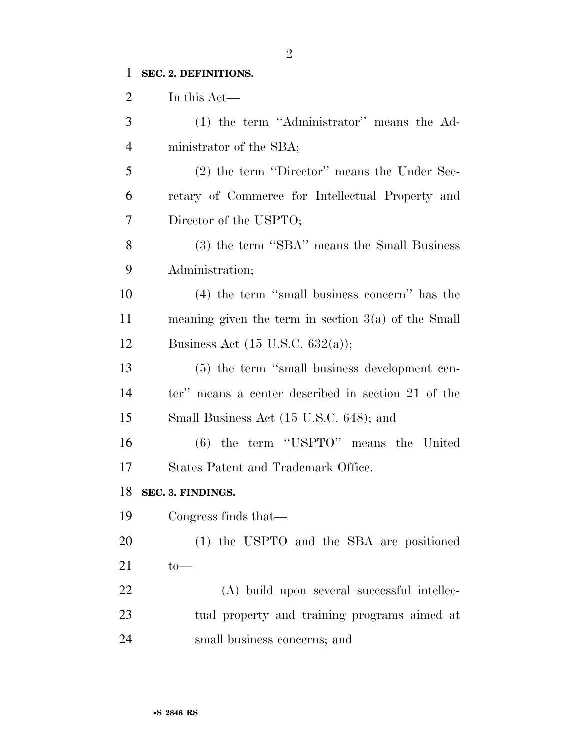**SEC. 2. DEFINITIONS.**

In this Act—

(1) the term ''Administrator'' means the Administrator of the SBA;

(2) the term ''Director'' means the Under Secretary of Commerce for Intellectual Property and Director of the USPTO;

(3) the term ''SBA'' means the Small Business Administration;

(4) the term ''small business concern'' has the meaning given the term in section 3(a) of the Small Business Act (15 U.S.C. 632(a));

(5) the term ''small business development center'' means a center described in section 21 of the Small Business Act (15 U.S.C. 648); and

(6) the term ''USPTO'' means the United States Patent and Trademark Office.

**SEC. 3. FINDINGS.**

Congress finds that—

(1) the USPTO and the SBA are positioned to—

(A) build upon several successful intellectual property and training programs aimed at small business concerns; and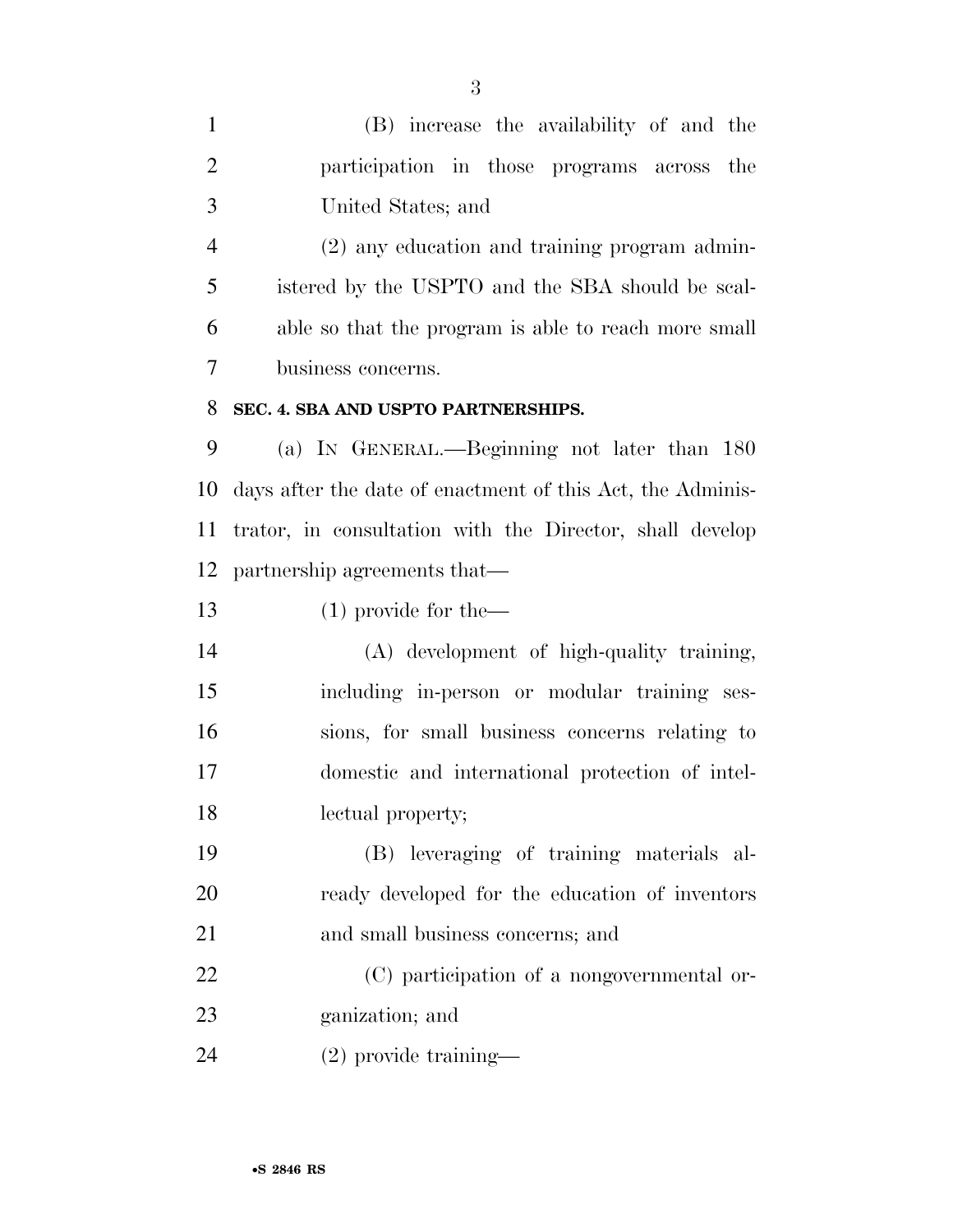(B) increase the availability of and the participation in those programs across the United States; and

(2) any education and training program administered by the USPTO and the SBA should be scalable so that the program is able to reach more small business concerns.

**SEC. 4. SBA AND USPTO PARTNERSHIPS.**

(a) IN GENERAL.—Beginning not later than 180 days after the date of enactment of this Act, the Administrator, in consultation with the Director, shall develop partnership agreements that—

(1) provide for the—

(A) development of high-quality training, including in-person or modular training sessions, for small business concerns relating to domestic and international protection of intellectual property;

(B) leveraging of training materials already developed for the education of inventors and small business concerns; and

(C) participation of a nongovernmental organization; and

(2) provide training—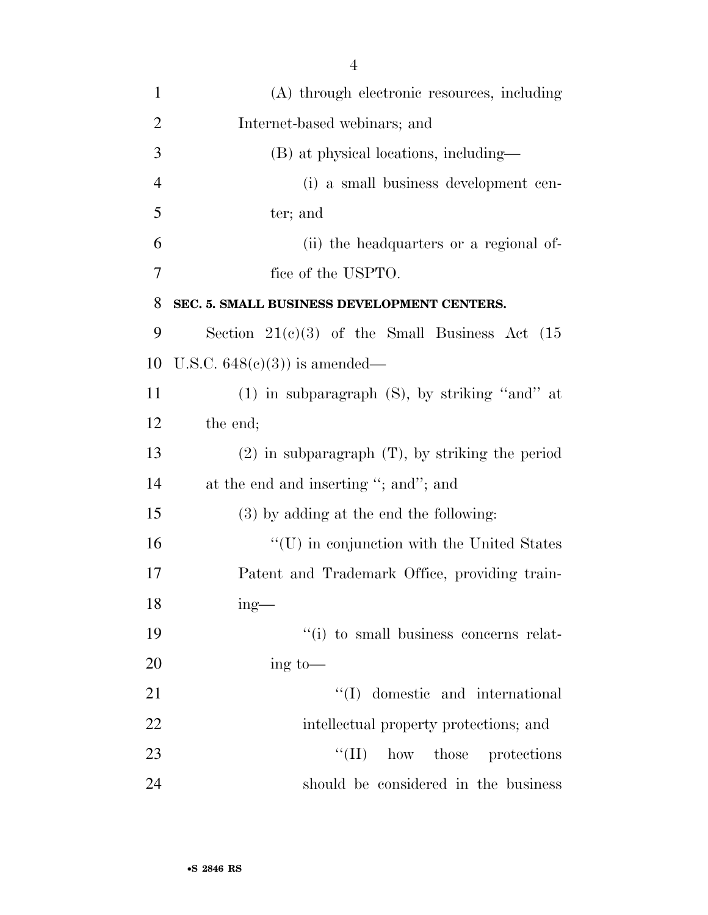(A) through electronic resources, including Internet-based webinars; and

(B) at physical locations, including—

(i) a small business development center; and

(ii) the headquarters or a regional office of the USPTO.

**SEC. 5. SMALL BUSINESS DEVELOPMENT CENTERS.**

Section 21(c)(3) of the Small Business Act (15 U.S.C. 648(c)(3)) is amended—

(1) in subparagraph (S), by striking "and" at the end;

(2) in subparagraph (T), by striking the period at the end and inserting "; and"; and

(3) by adding at the end the following:

"(U) in conjunction with the United States Patent and Trademark Office, providing training—

"(i) to small business concerns relating to—

"(I) domestic and international intellectual property protections; and

"(II) how those protections should be considered in the business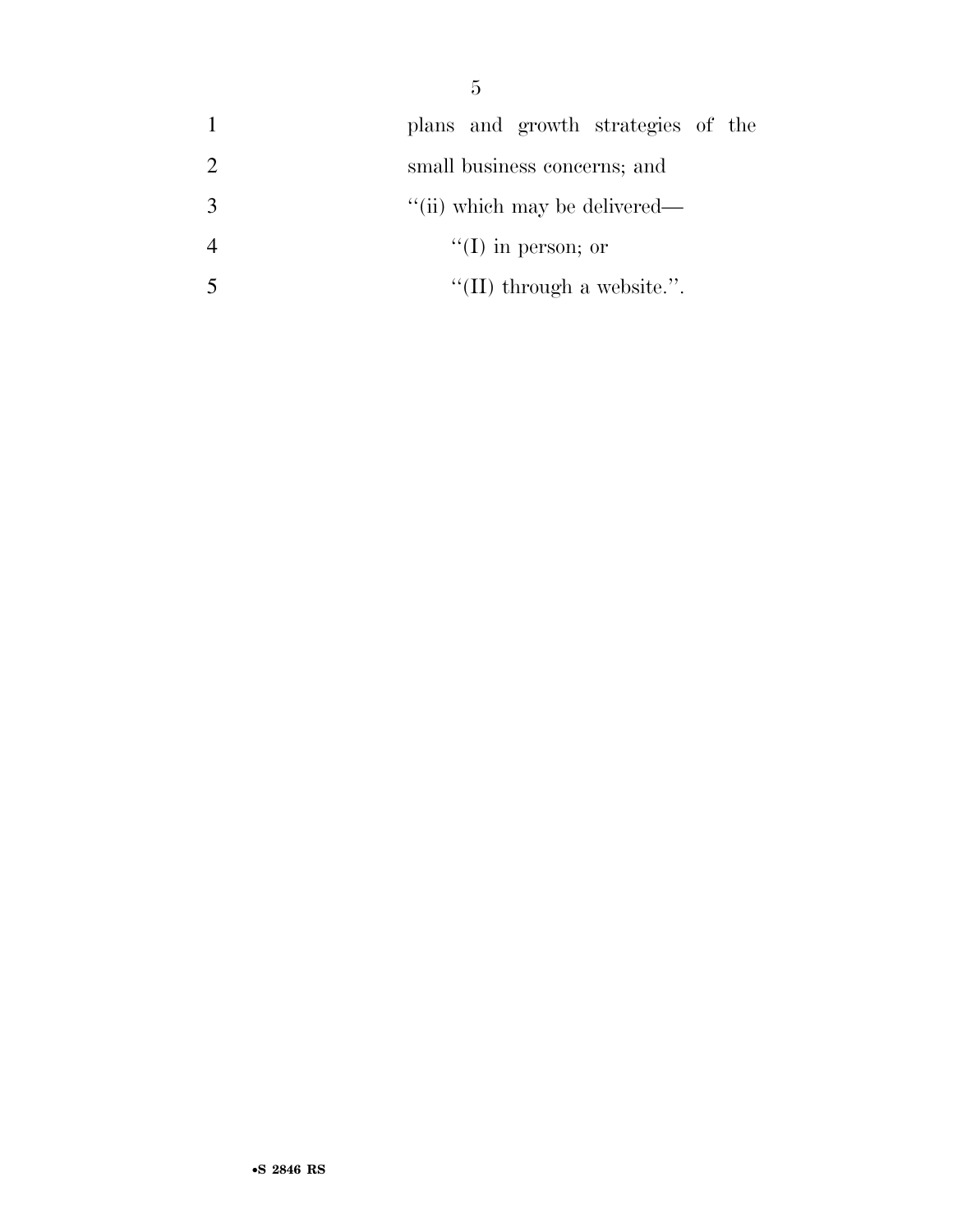plans and growth strategies of the small business concerns; and

"(ii) which may be delivered—

"(I) in person; or

"(II) through a website.".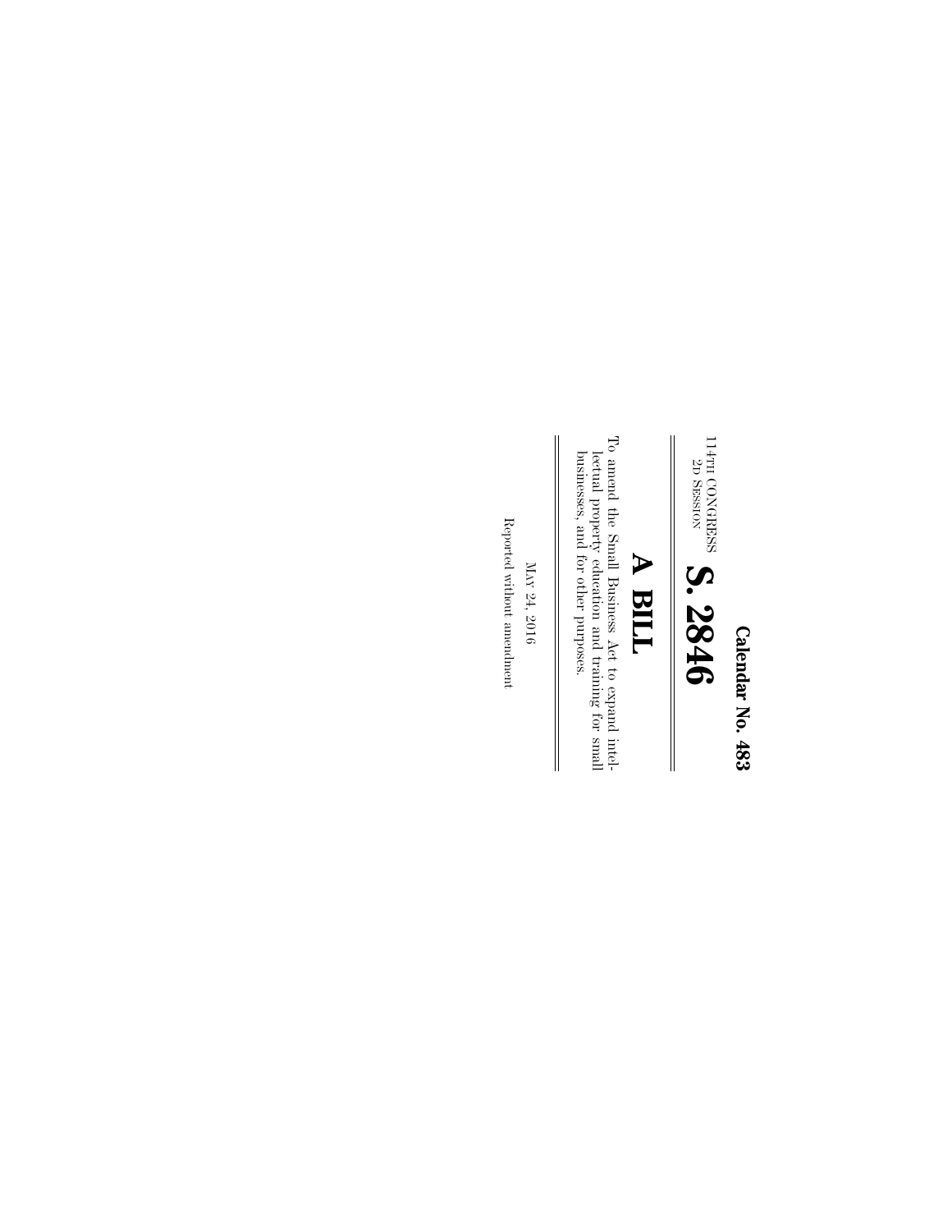**Calendar No. 483**

114TH CONGRESS
2D SESSION

# S. 2846

# A BILL

To amend the Small Business Act to expand intellectual property education and training for small businesses, and for other purposes.

MAY 24, 2016

Reported without amendment